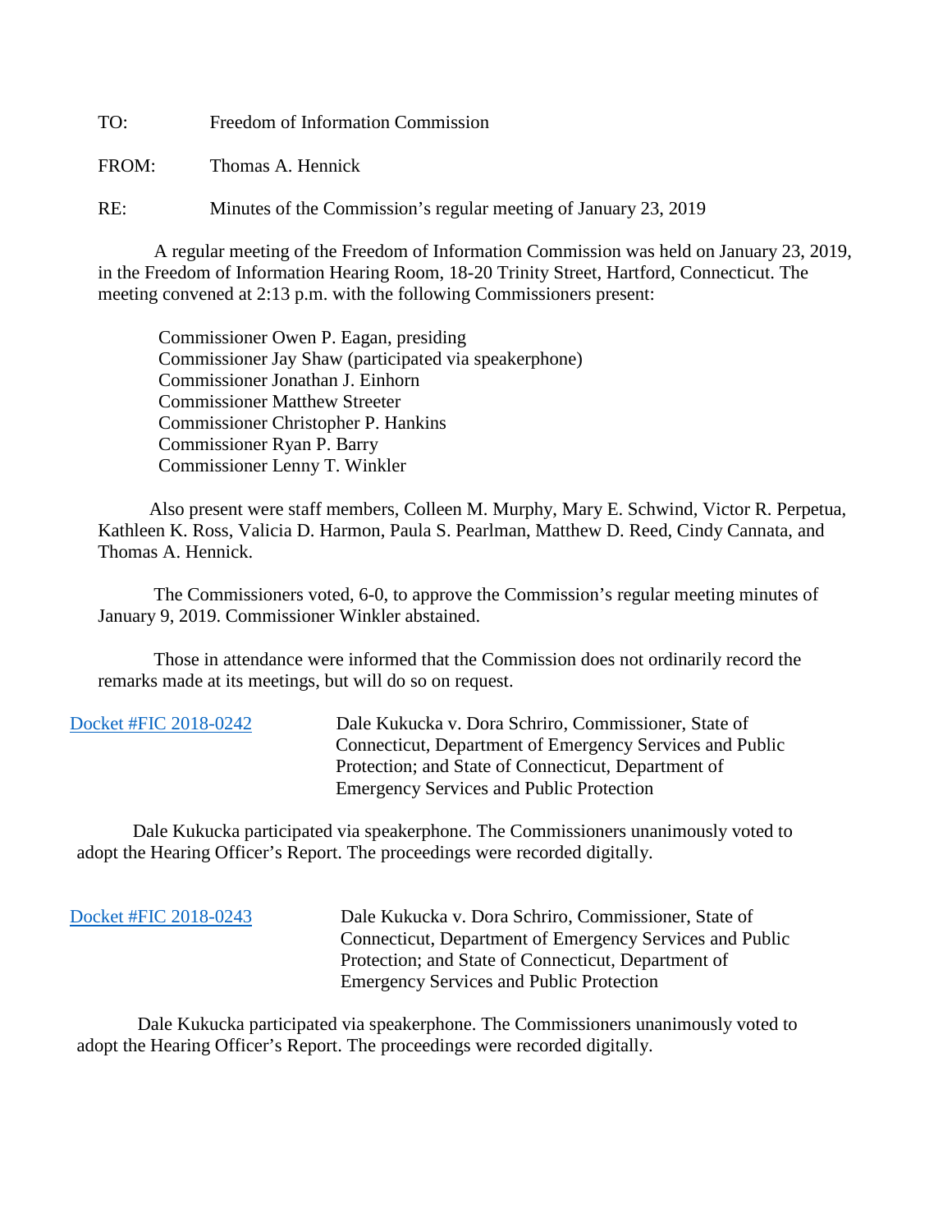TO: Freedom of Information Commission

FROM: Thomas A. Hennick

RE: Minutes of the Commission's regular meeting of January 23, 2019

A regular meeting of the Freedom of Information Commission was held on January 23, 2019, in the Freedom of Information Hearing Room, 18-20 Trinity Street, Hartford, Connecticut. The meeting convened at 2:13 p.m. with the following Commissioners present:

Commissioner Owen P. Eagan, presiding
Commissioner Jay Shaw (participated via speakerphone)
Commissioner Jonathan J. Einhorn
Commissioner Matthew Streeter
Commissioner Christopher P. Hankins
Commissioner Ryan P. Barry
Commissioner Lenny T. Winkler

Also present were staff members, Colleen M. Murphy, Mary E. Schwind, Victor R. Perpetua, Kathleen K. Ross, Valicia D. Harmon, Paula S. Pearlman, Matthew D. Reed, Cindy Cannata, and Thomas A. Hennick.

The Commissioners voted, 6-0, to approve the Commission's regular meeting minutes of January 9, 2019. Commissioner Winkler abstained.

Those in attendance were informed that the Commission does not ordinarily record the remarks made at its meetings, but will do so on request.

Docket #FIC 2018-0242 — Dale Kukucka v. Dora Schriro, Commissioner, State of Connecticut, Department of Emergency Services and Public Protection; and State of Connecticut, Department of Emergency Services and Public Protection

Dale Kukucka participated via speakerphone. The Commissioners unanimously voted to adopt the Hearing Officer's Report. The proceedings were recorded digitally.

Docket #FIC 2018-0243 — Dale Kukucka v. Dora Schriro, Commissioner, State of Connecticut, Department of Emergency Services and Public Protection; and State of Connecticut, Department of Emergency Services and Public Protection

Dale Kukucka participated via speakerphone. The Commissioners unanimously voted to adopt the Hearing Officer's Report. The proceedings were recorded digitally.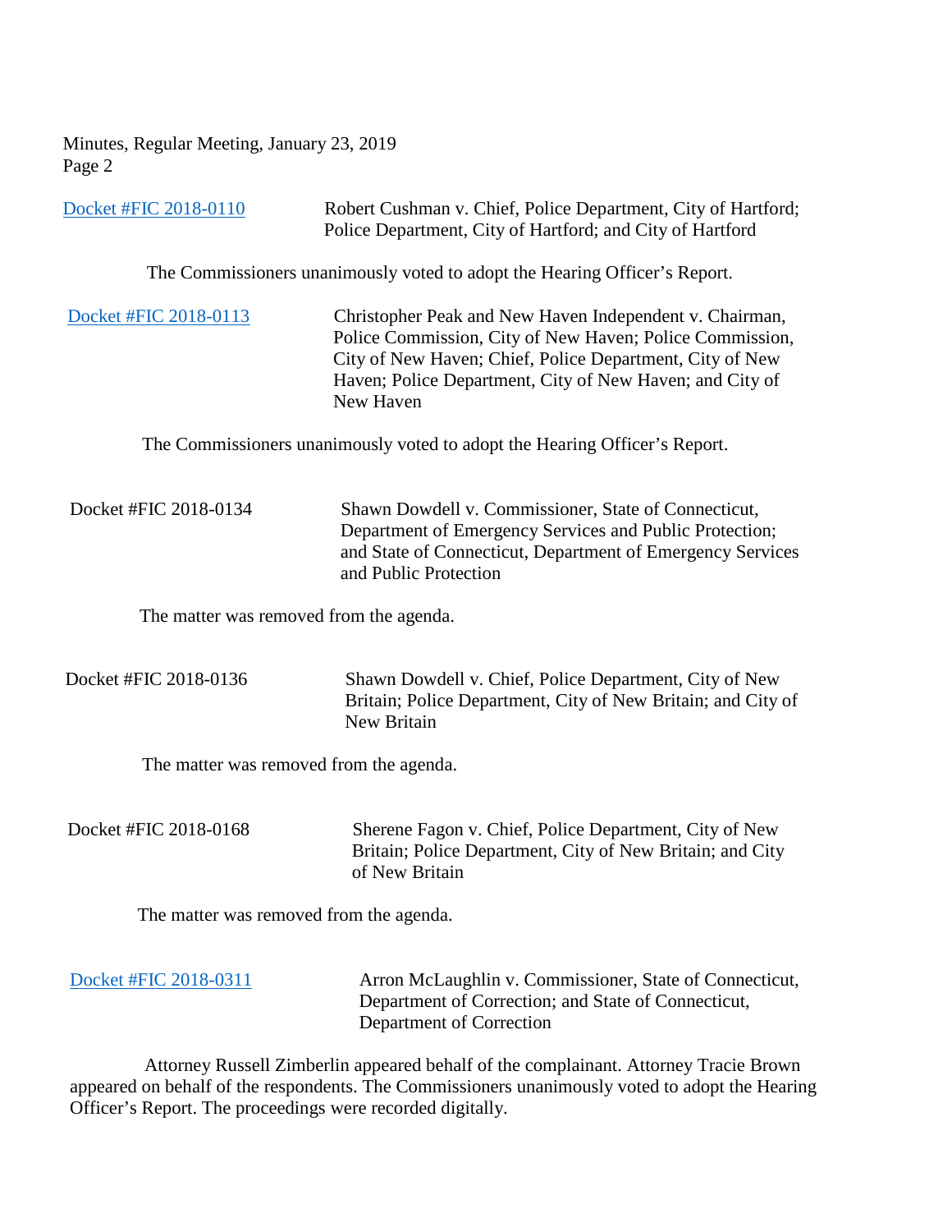Docket #FIC 2018-0110 Robert Cushman v. Chief, Police Department, City of Hartford; Police Department, City of Hartford; and City of Hartford

The Commissioners unanimously voted to adopt the Hearing Officer's Report.

Docket #FIC 2018-0113 Christopher Peak and New Haven Independent v. Chairman, Police Commission, City of New Haven; Police Commission, City of New Haven; Chief, Police Department, City of New Haven; Police Department, City of New Haven; and City of New Haven

The Commissioners unanimously voted to adopt the Hearing Officer's Report.

Docket #FIC 2018-0134 Shawn Dowdell v. Commissioner, State of Connecticut, Department of Emergency Services and Public Protection; and State of Connecticut, Department of Emergency Services and Public Protection

The matter was removed from the agenda.

Docket #FIC 2018-0136 Shawn Dowdell v. Chief, Police Department, City of New Britain; Police Department, City of New Britain; and City of New Britain

The matter was removed from the agenda.

Docket #FIC 2018-0168 Sherene Fagon v. Chief, Police Department, City of New Britain; Police Department, City of New Britain; and City of New Britain

The matter was removed from the agenda.

Docket #FIC 2018-0311 Arron McLaughlin v. Commissioner, State of Connecticut, Department of Correction; and State of Connecticut, Department of Correction

Attorney Russell Zimberlin appeared behalf of the complainant. Attorney Tracie Brown appeared on behalf of the respondents. The Commissioners unanimously voted to adopt the Hearing Officer's Report. The proceedings were recorded digitally.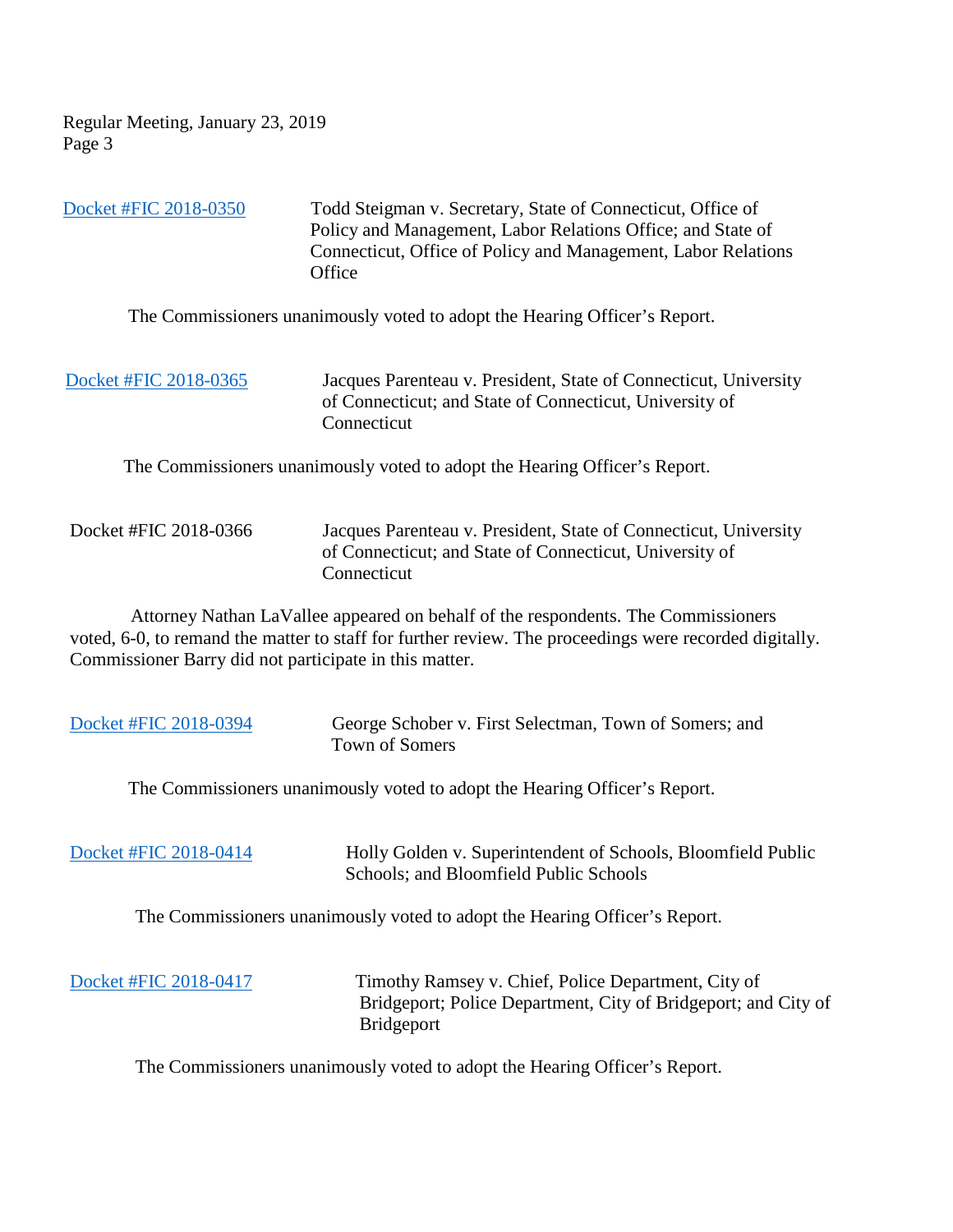Docket #FIC 2018-0350 — Todd Steigman v. Secretary, State of Connecticut, Office of Policy and Management, Labor Relations Office; and State of Connecticut, Office of Policy and Management, Labor Relations Office

The Commissioners unanimously voted to adopt the Hearing Officer's Report.

Docket #FIC 2018-0365 — Jacques Parenteau v. President, State of Connecticut, University of Connecticut; and State of Connecticut, University of Connecticut

The Commissioners unanimously voted to adopt the Hearing Officer's Report.

Docket #FIC 2018-0366 — Jacques Parenteau v. President, State of Connecticut, University of Connecticut; and State of Connecticut, University of Connecticut

Attorney Nathan LaVallee appeared on behalf of the respondents. The Commissioners voted, 6-0, to remand the matter to staff for further review. The proceedings were recorded digitally. Commissioner Barry did not participate in this matter.

Docket #FIC 2018-0394 — George Schober v. First Selectman, Town of Somers; and Town of Somers

The Commissioners unanimously voted to adopt the Hearing Officer's Report.

Docket #FIC 2018-0414 — Holly Golden v. Superintendent of Schools, Bloomfield Public Schools; and Bloomfield Public Schools

The Commissioners unanimously voted to adopt the Hearing Officer's Report.

Docket #FIC 2018-0417 — Timothy Ramsey v. Chief, Police Department, City of Bridgeport; Police Department, City of Bridgeport; and City of Bridgeport

The Commissioners unanimously voted to adopt the Hearing Officer's Report.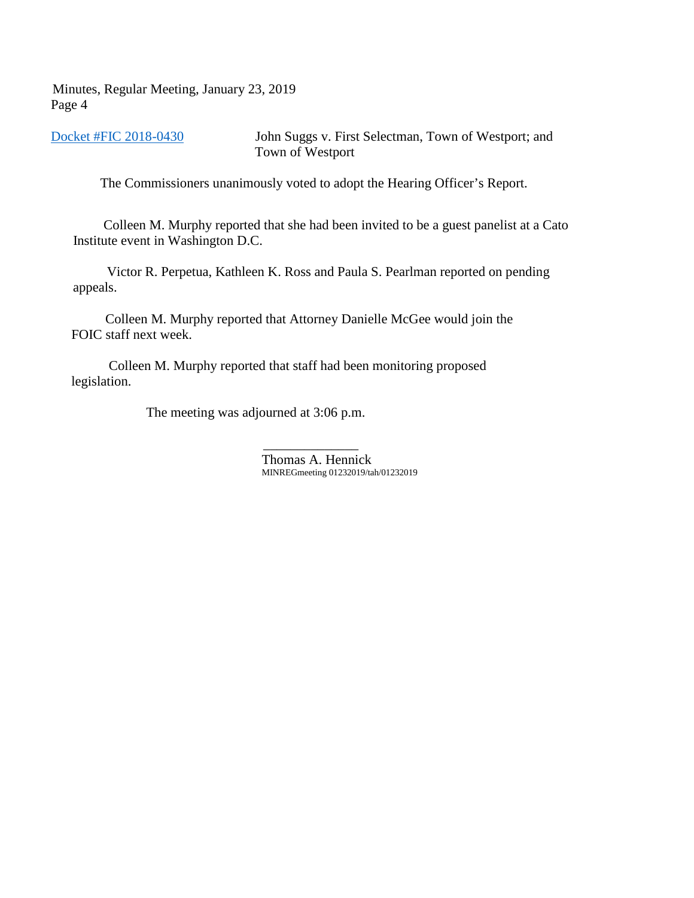Docket #FIC 2018-0430 John Suggs v. First Selectman, Town of Westport; and Town of Westport

The Commissioners unanimously voted to adopt the Hearing Officer's Report.

Colleen M. Murphy reported that she had been invited to be a guest panelist at a Cato Institute event in Washington D.C.

Victor R. Perpetua, Kathleen K. Ross and Paula S. Pearlman reported on pending appeals.

Colleen M. Murphy reported that Attorney Danielle McGee would join the FOIC staff next week.

Colleen M. Murphy reported that staff had been monitoring proposed legislation.

The meeting was adjourned at 3:06 p.m.

\_\_\_\_\_\_\_\_\_\_\_\_\_\_

Thomas A. Hennick

MINREGmeeting 01232019/tah/01232019